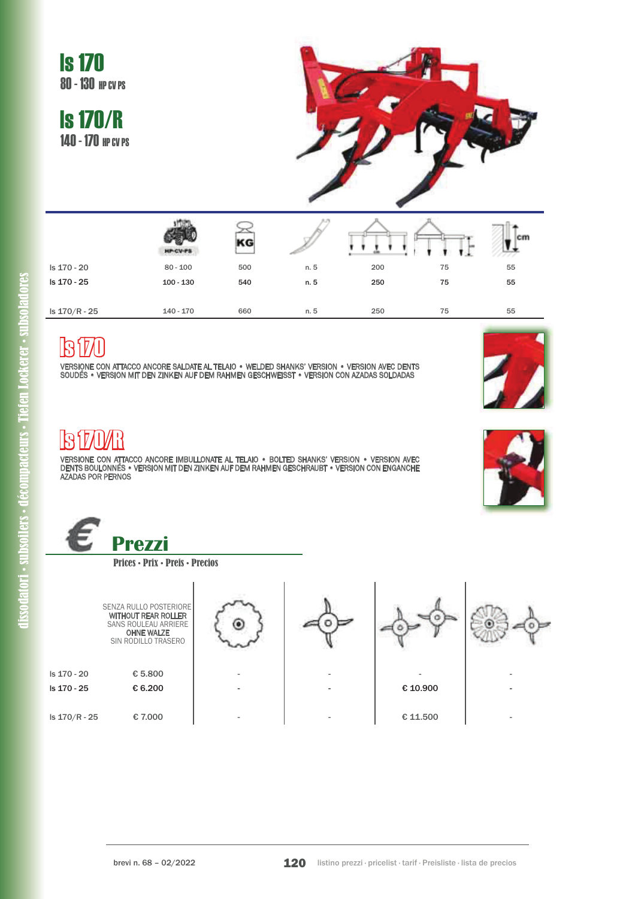# ls 170
80 - 130 HP CV PS

# ls 170/R
140 - 170 HP CV PS

| | HP-CV-PS | KG | | | | cm |
|---|---|---|---|---|---|---|
| ls 170 - 20 | 80 - 100 | 500 | n. 5 | 200 | 75 | 55 |
| ls 170 - 25 | 100 - 130 | 540 | n. 5 | 250 | 75 | 55 |
| ls 170/R - 25 | 140 - 170 | 660 | n. 5 | 250 | 75 | 55 |

## ls 170

VERSIONE CON ATTACCO ANCORE SALDATE AL TELAIO • WELDED SHANKS' VERSION • VERSION AVEC DENTS SOUDÉS • VERSION MIT DEN ZINKEN AUF DEM RAHMEN GESCHWEISST • VERSION CON AZADAS SOLDADAS

## ls 170/R

VERSIONE CON ATTACCO ANCORE IMBULLONATE AL TELAIO • BOLTED SHANKS' VERSION • VERSION AVEC DENTS BOULONNÉS • VERSION MIT DEN ZINKEN AUF DEM RAHMEN GESCHRAUBT • VERSION CON ENGANCHE AZADAS POR PERNOS

## € Prezzi

Prices · Prix · Preis · Precios

| | SENZA RULLO POSTERIORE WITHOUT REAR ROLLER SANS ROULEAU ARRIERE OHNE WALZE SIN RODILLO TRASERO | | | | |
|---|---|---|---|---|---|
| ls 170 - 20 | € 5.800 | - | - | - | - |
| ls 170 - 25 | € 6.200 | - | - | € 10.900 | - |
| ls 170/R - 25 | € 7.000 | - | - | € 11.500 | - |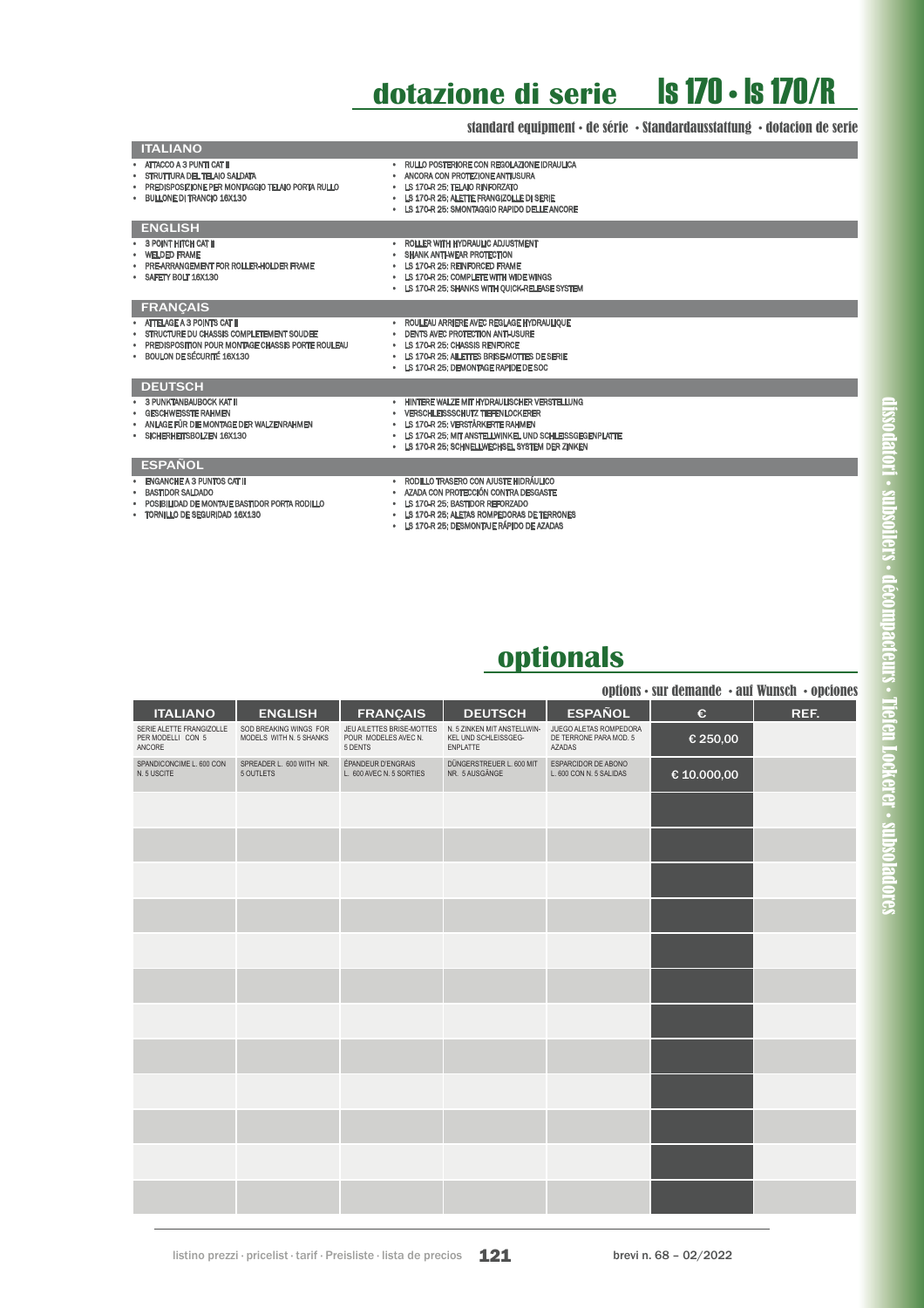# dotazione di serie ls 170 • ls 170/R

standard equipment • de série • Standardausstattung • dotacion de serie

## ITALIANO

- ATTACCO A 3 PUNTI CAT II
- STRUTTURA DEL TELAIO SALDATA
- PREDISPOSIZIONE PER MONTAGGIO TELAIO PORTA RULLO
- BULLONE DI TRANCIO 16X130
- RULLO POSTERIORE CON REGOLAZIONE IDRAULICA
- ANCORA CON PROTEZIONE ANTIUSURA
- LS 170-R 25: TELAIO RINFORZATO
- LS 170-R 25: ALETTE FRANGIZOLLE DI SERIE
- LS 170-R 25: SMONTAGGIO RAPIDO DELLE ANCORE

## ENGLISH

- 3 POINT HITCH CAT II
- WELDED FRAME
- PRE-ARRANGEMENT FOR ROLLER-HOLDER FRAME
- SAFETY BOLT 16X130
- ROLLER WITH HYDRAULIC ADJUSTMENT
- SHANK ANTI-WEAR PROTECTION
- LS 170-R 25: REINFORCED FRAME
- LS 170-R 25: COMPLETE WITH WIDE WINGS
- LS 170-R 25: SHANKS WITH QUICK-RELEASE SYSTEM

## FRANÇAIS

- ATTELAGE A 3 POINTS CAT II
- STRUCTURE DU CHASSIS COMPLETEMENT SOUDEE
- PREDISPOSITION POUR MONTAGE CHASSIS PORTE ROULEAU
- BOULON DE SÉCURITÉ 16X130
- ROULEAU ARRIERE AVEC REGLAGE HYDRAULIQUE
- DENTS AVEC PROTECTION ANTI-USURE
- LS 170-R 25: CHASSIS RENFORCE
- LS 170-R 25: AILETTES BRISE-MOTTES DE SERIE
- LS 170-R 25: DEMONTAGE RAPIDE DE SOC

## DEUTSCH

- 3 PUNKTANBAUBOCK KAT II
- GESCHWEISSTE RAHMEN
- ANLAGE FÜR DIE MONTAGE DER WALZENRAHMEN
- SICHERHEITSBOLZEN 16X130
- HINTERE WALZE MIT HYDRAULISCHER VERSTELLUNG
- VERSCHLEISSSCHUTZ TIEFENLOCKERER
- LS 170-R 25: VERSTÄRKERTE RAHMEN
- LS 170-R 25: MIT ANSTELLWINKEL UND SCHLEISSGEGENPLATTE
- LS 170-R 25: SCHNELLWECHSEL SYSTEM DER ZINKEN

## ESPAÑOL

- ENGANCHE A 3 PUNTOS CAT II
- BASTIDOR SALDADO
- POSIBILIDAD DE MONTAJE BASTIDOR PORTA RODILLO
- TORNILLO DE SEGURIDAD 16X130
- RODILLO TRASERO CON AJUSTE HIDRÁULICO
- AZADA CON PROTECCIÓN CONTRA DESGASTE
- LS 170-R 25: BASTIDOR REFORZADO
- LS 170-R 25: ALETAS ROMPEDORAS DE TERRONES
- LS 170-R 25: DESMONTAJE RÁPIDO DE AZADAS

# optionals

options • sur demande • auf Wunsch • opciones

| ITALIANO | ENGLISH | FRANÇAIS | DEUTSCH | ESPAÑOL | € | REF. |
|---|---|---|---|---|---|---|
| SERIE ALETTE FRANGIZOLLE PER MODELLI CON 5 ANCORE | SOD BREAKING WINGS FOR MODELS WITH N. 5 SHANKS | JEU AILETTES BRISE-MOTTES POUR MODELES AVEC N. 5 DENTS | N. 5 ZINKEN MIT ANSTELLWINKEL UND SCHLEISSGEG-ENPLATTE | JUEGO ALETAS ROMPEDORA DE TERRONE PARA MOD. 5 AZADAS | € 250,00 | |
| SPANDICONCIME L. 600 CON N. 5 USCITE | SPREADER L. 600 WITH NR. 5 OUTLETS | ÉPANDEUR D'ENGRAIS L. 600 AVEC N. 5 SORTIES | DÜNGERSTREUER L. 600 MIT NR. 5 AUSGÄNGE | ESPARCIDOR DE ABONO L. 600 CON N. 5 SALIDAS | € 10.000,00 | |
| | | | | | | |
| | | | | | | |
| | | | | | | |
| | | | | | | |
| | | | | | | |
| | | | | | | |
| | | | | | | |
| | | | | | | |
| | | | | | | |
| | | | | | | |
| | | | | | | |
| | | | | | | |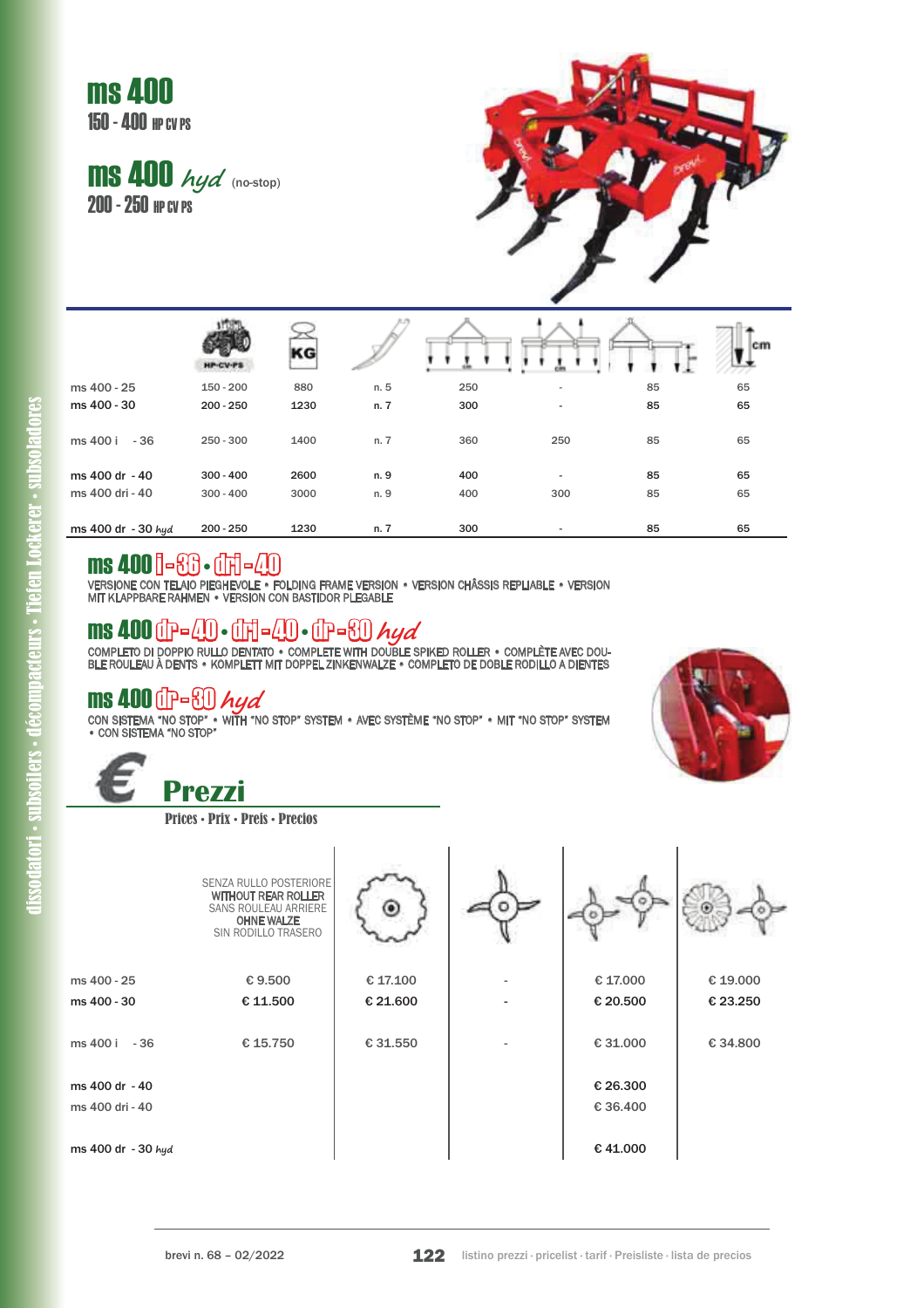# ms 400

150 - 400 HP CV PS

# ms 400 *hyd* (no-stop)

200 - 250 HP CV PS

| | HP-CV-PS | KG | | | cm | | cm |
|---|---|---|---|---|---|---|---|
| ms 400 - 25 | 150 - 200 | 880 | n. 5 | 250 | - | 85 | 65 |
| ms 400 - 30 | 200 - 250 | 1230 | n. 7 | 300 | - | 85 | 65 |
| ms 400 i - 36 | 250 - 300 | 1400 | n. 7 | 360 | 250 | 85 | 65 |
| ms 400 dr - 40 | 300 - 400 | 2600 | n. 9 | 400 | - | 85 | 65 |
| ms 400 dri - 40 | 300 - 400 | 3000 | n. 9 | 400 | 300 | 85 | 65 |
| ms 400 dr - 30 *hyd* | 200 - 250 | 1230 | n. 7 | 300 | - | 85 | 65 |

## ms 400 i - 36 • dri - 40

VERSIONE CON TELAIO PIEGHEVOLE • FOLDING FRAME VERSION • VERSION CHÂSSIS REPLIABLE • VERSION MIT KLAPPBARE RAHMEN • VERSIÓN CON BASTIDOR PLEGABLE

## ms 400 dr - 40 • dri - 40 • dr - 30 *hyd*

COMPLETO DI DOPPIO RULLO DENTATO • COMPLETE WITH DOUBLE SPIKED ROLLER • COMPLÈTE AVEC DOUBLE ROULEAU À DENTS • KOMPLETT MIT DOPPEL ZINKENWALZE • COMPLETO DE DOBLE RODILLO A DIENTES

## ms 400 dr - 30 *hyd*

CON SISTEMA "NO STOP" • WITH "NO STOP" SYSTEM • AVEC SYSTÈME "NO STOP" • MIT "NO STOP" SYSTEM • CON SISTEMA "NO STOP"

# Prezzi

Prices • Prix • Preis • Precios

| | SENZA RULLO POSTERIORE / WITHOUT REAR ROLLER / SANS ROULEAU ARRIERE / OHNE WALZE / SIN RODILLO TRASERO | | | | |
|---|---|---|---|---|---|
| ms 400 - 25 | € 9.500 | € 17.100 | - | € 17.000 | € 19.000 |
| ms 400 - 30 | € 11.500 | € 21.600 | - | € 20.500 | € 23.250 |
| ms 400 i - 36 | € 15.750 | € 31.550 | - | € 31.000 | € 34.800 |
| ms 400 dr - 40 | | | | € 26.300 | |
| ms 400 dri - 40 | | | | € 36.400 | |
| ms 400 dr - 30 *hyd* | | | | € 41.000 | |